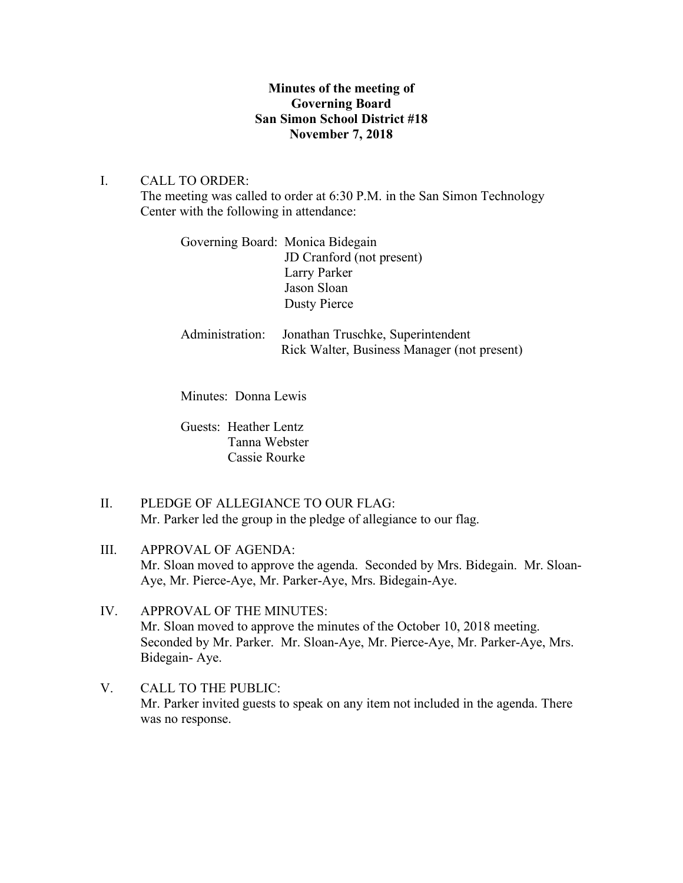**Minutes of the meeting of**
**Governing Board**
**San Simon School District #18**
**November 7, 2018**

I. CALL TO ORDER:
The meeting was called to order at 6:30 P.M. in the San Simon Technology Center with the following in attendance:

Governing Board: Monica Bidegain
JD Cranford (not present)
Larry Parker
Jason Sloan
Dusty Pierce

Administration: Jonathan Truschke, Superintendent
Rick Walter, Business Manager (not present)

Minutes: Donna Lewis

Guests: Heather Lentz
Tanna Webster
Cassie Rourke

II. PLEDGE OF ALLEGIANCE TO OUR FLAG:
Mr. Parker led the group in the pledge of allegiance to our flag.

III. APPROVAL OF AGENDA:
Mr. Sloan moved to approve the agenda. Seconded by Mrs. Bidegain. Mr. Sloan-Aye, Mr. Pierce-Aye, Mr. Parker-Aye, Mrs. Bidegain-Aye.

IV. APPROVAL OF THE MINUTES:
Mr. Sloan moved to approve the minutes of the October 10, 2018 meeting. Seconded by Mr. Parker. Mr. Sloan-Aye, Mr. Pierce-Aye, Mr. Parker-Aye, Mrs. Bidegain- Aye.

V. CALL TO THE PUBLIC:
Mr. Parker invited guests to speak on any item not included in the agenda. There was no response.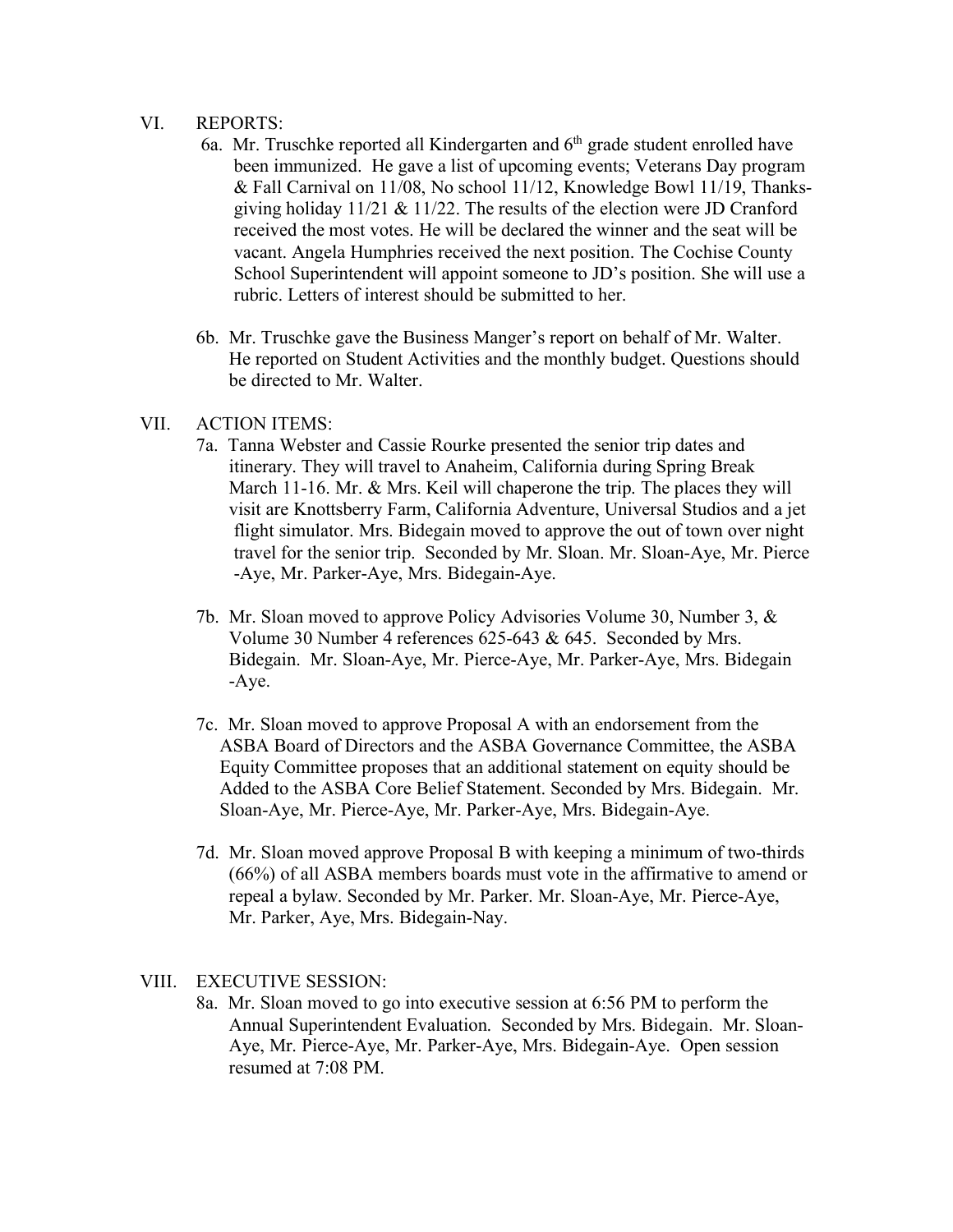VI. REPORTS:

6a. Mr. Truschke reported all Kindergarten and 6th grade student enrolled have been immunized. He gave a list of upcoming events; Veterans Day program & Fall Carnival on 11/08, No school 11/12, Knowledge Bowl 11/19, Thanks-giving holiday 11/21 & 11/22. The results of the election were JD Cranford received the most votes. He will be declared the winner and the seat will be vacant. Angela Humphries received the next position. The Cochise County School Superintendent will appoint someone to JD's position. She will use a rubric. Letters of interest should be submitted to her.

6b. Mr. Truschke gave the Business Manger's report on behalf of Mr. Walter. He reported on Student Activities and the monthly budget. Questions should be directed to Mr. Walter.

VII. ACTION ITEMS:

7a. Tanna Webster and Cassie Rourke presented the senior trip dates and itinerary. They will travel to Anaheim, California during Spring Break March 11-16. Mr. & Mrs. Keil will chaperone the trip. The places they will visit are Knottsberry Farm, California Adventure, Universal Studios and a jet flight simulator. Mrs. Bidegain moved to approve the out of town over night travel for the senior trip. Seconded by Mr. Sloan. Mr. Sloan-Aye, Mr. Pierce-Aye, Mr. Parker-Aye, Mrs. Bidegain-Aye.

7b. Mr. Sloan moved to approve Policy Advisories Volume 30, Number 3, & Volume 30 Number 4 references 625-643 & 645. Seconded by Mrs. Bidegain. Mr. Sloan-Aye, Mr. Pierce-Aye, Mr. Parker-Aye, Mrs. Bidegain-Aye.

7c. Mr. Sloan moved to approve Proposal A with an endorsement from the ASBA Board of Directors and the ASBA Governance Committee, the ASBA Equity Committee proposes that an additional statement on equity should be Added to the ASBA Core Belief Statement. Seconded by Mrs. Bidegain. Mr. Sloan-Aye, Mr. Pierce-Aye, Mr. Parker-Aye, Mrs. Bidegain-Aye.

7d. Mr. Sloan moved approve Proposal B with keeping a minimum of two-thirds (66%) of all ASBA members boards must vote in the affirmative to amend or repeal a bylaw. Seconded by Mr. Parker. Mr. Sloan-Aye, Mr. Pierce-Aye, Mr. Parker, Aye, Mrs. Bidegain-Nay.

VIII. EXECUTIVE SESSION:

8a. Mr. Sloan moved to go into executive session at 6:56 PM to perform the Annual Superintendent Evaluation. Seconded by Mrs. Bidegain. Mr. Sloan-Aye, Mr. Pierce-Aye, Mr. Parker-Aye, Mrs. Bidegain-Aye. Open session resumed at 7:08 PM.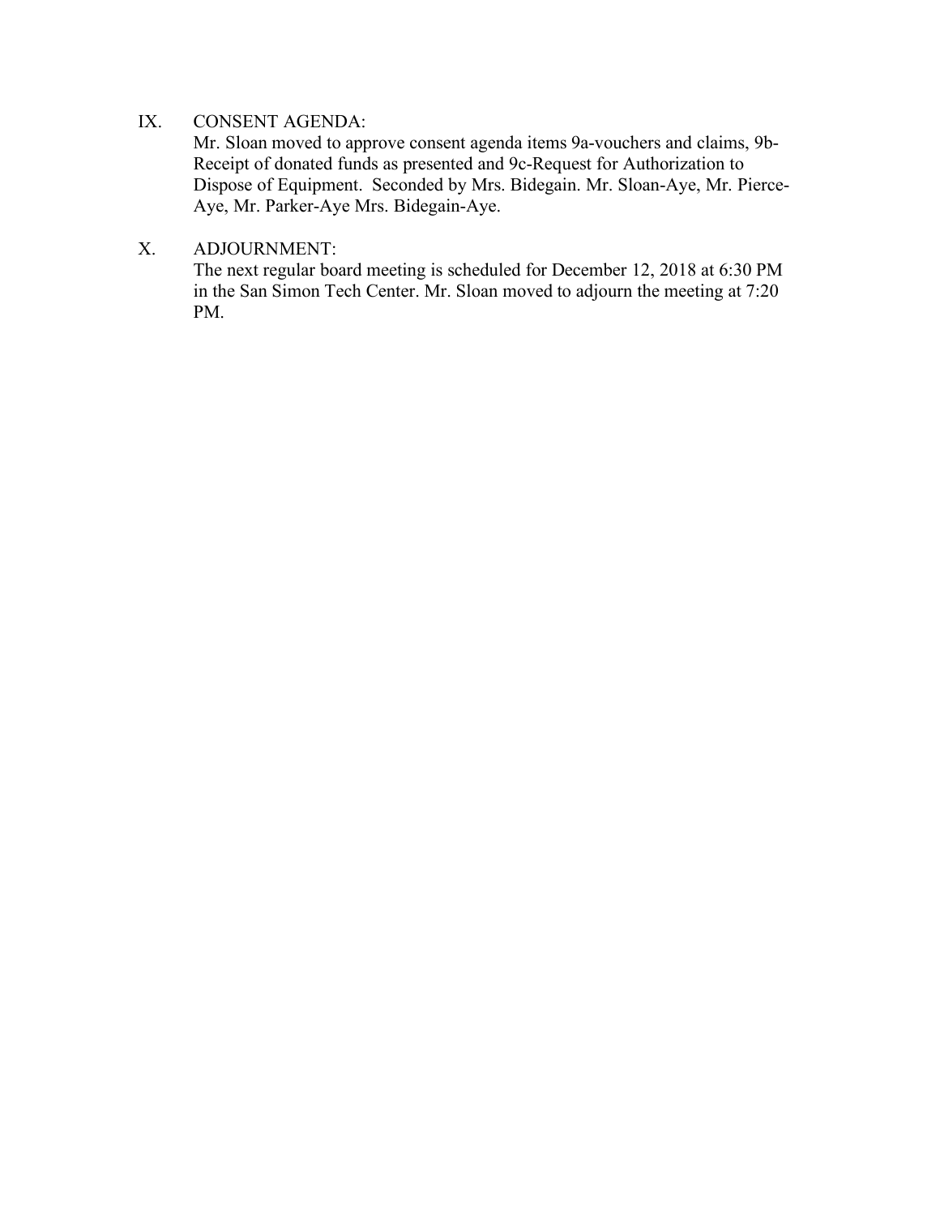IX. CONSENT AGENDA:

Mr. Sloan moved to approve consent agenda items 9a-vouchers and claims, 9b-Receipt of donated funds as presented and 9c-Request for Authorization to Dispose of Equipment. Seconded by Mrs. Bidegain. Mr. Sloan-Aye, Mr. Pierce-Aye, Mr. Parker-Aye Mrs. Bidegain-Aye.

X. ADJOURNMENT:

The next regular board meeting is scheduled for December 12, 2018 at 6:30 PM in the San Simon Tech Center. Mr. Sloan moved to adjourn the meeting at 7:20 PM.